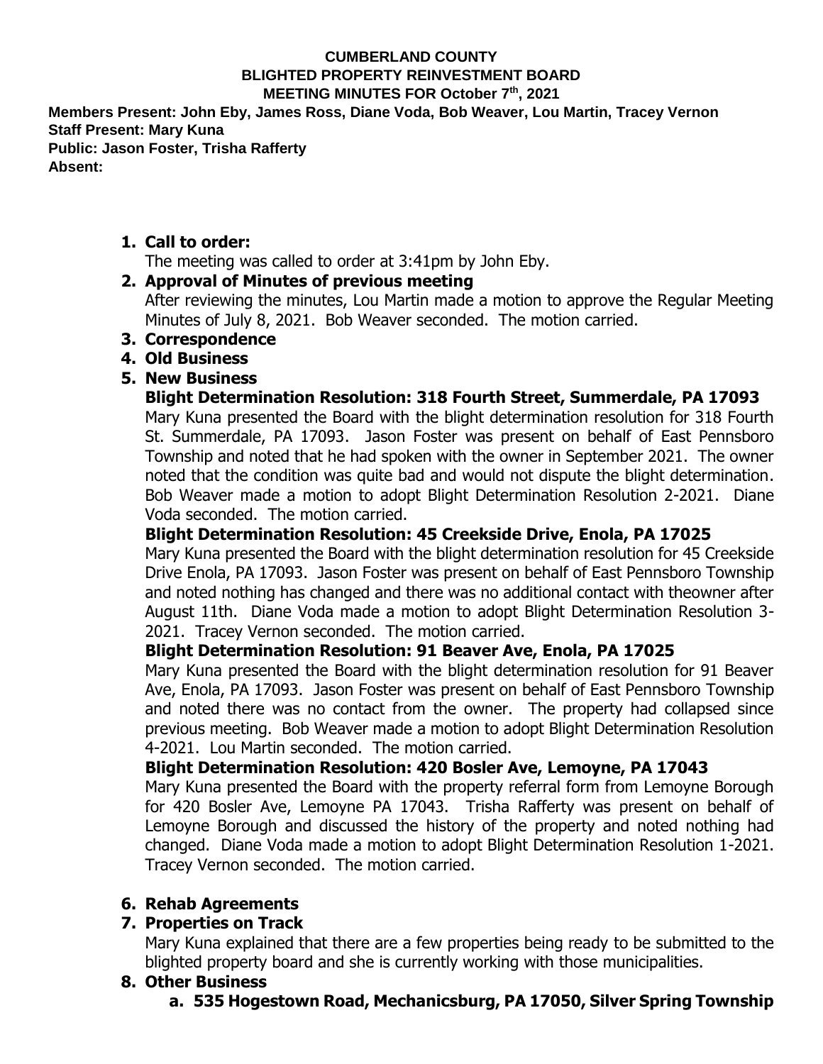**CUMBERLAND COUNTY**
**BLIGHTED PROPERTY REINVESTMENT BOARD**
**MEETING MINUTES FOR October 7th, 2021**

**Members Present: John Eby, James Ross, Diane Voda, Bob Weaver, Lou Martin, Tracey Vernon**
**Staff Present: Mary Kuna**
**Public: Jason Foster, Trisha Rafferty**
**Absent:**

1. **Call to order:**
   The meeting was called to order at 3:41pm by John Eby.
2. **Approval of Minutes of previous meeting**
   After reviewing the minutes, Lou Martin made a motion to approve the Regular Meeting Minutes of July 8, 2021. Bob Weaver seconded. The motion carried.
3. **Correspondence**
4. **Old Business**
5. **New Business**

   **Blight Determination Resolution: 318 Fourth Street, Summerdale, PA 17093**
   Mary Kuna presented the Board with the blight determination resolution for 318 Fourth St. Summerdale, PA 17093. Jason Foster was present on behalf of East Pennsboro Township and noted that he had spoken with the owner in September 2021. The owner noted that the condition was quite bad and would not dispute the blight determination. Bob Weaver made a motion to adopt Blight Determination Resolution 2-2021. Diane Voda seconded. The motion carried.

   **Blight Determination Resolution: 45 Creekside Drive, Enola, PA 17025**
   Mary Kuna presented the Board with the blight determination resolution for 45 Creekside Drive Enola, PA 17093. Jason Foster was present on behalf of East Pennsboro Township and noted nothing has changed and there was no additional contact with theowner after August 11th. Diane Voda made a motion to adopt Blight Determination Resolution 3-2021. Tracey Vernon seconded. The motion carried.

   **Blight Determination Resolution: 91 Beaver Ave, Enola, PA 17025**
   Mary Kuna presented the Board with the blight determination resolution for 91 Beaver Ave, Enola, PA 17093. Jason Foster was present on behalf of East Pennsboro Township and noted there was no contact from the owner. The property had collapsed since previous meeting. Bob Weaver made a motion to adopt Blight Determination Resolution 4-2021. Lou Martin seconded. The motion carried.

   **Blight Determination Resolution: 420 Bosler Ave, Lemoyne, PA 17043**
   Mary Kuna presented the Board with the property referral form from Lemoyne Borough for 420 Bosler Ave, Lemoyne PA 17043. Trisha Rafferty was present on behalf of Lemoyne Borough and discussed the history of the property and noted nothing had changed. Diane Voda made a motion to adopt Blight Determination Resolution 1-2021. Tracey Vernon seconded. The motion carried.

6. **Rehab Agreements**
7. **Properties on Track**
   Mary Kuna explained that there are a few properties being ready to be submitted to the blighted property board and she is currently working with those municipalities.
8. **Other Business**
   a. **535 Hogestown Road, Mechanicsburg, PA 17050, Silver Spring Township**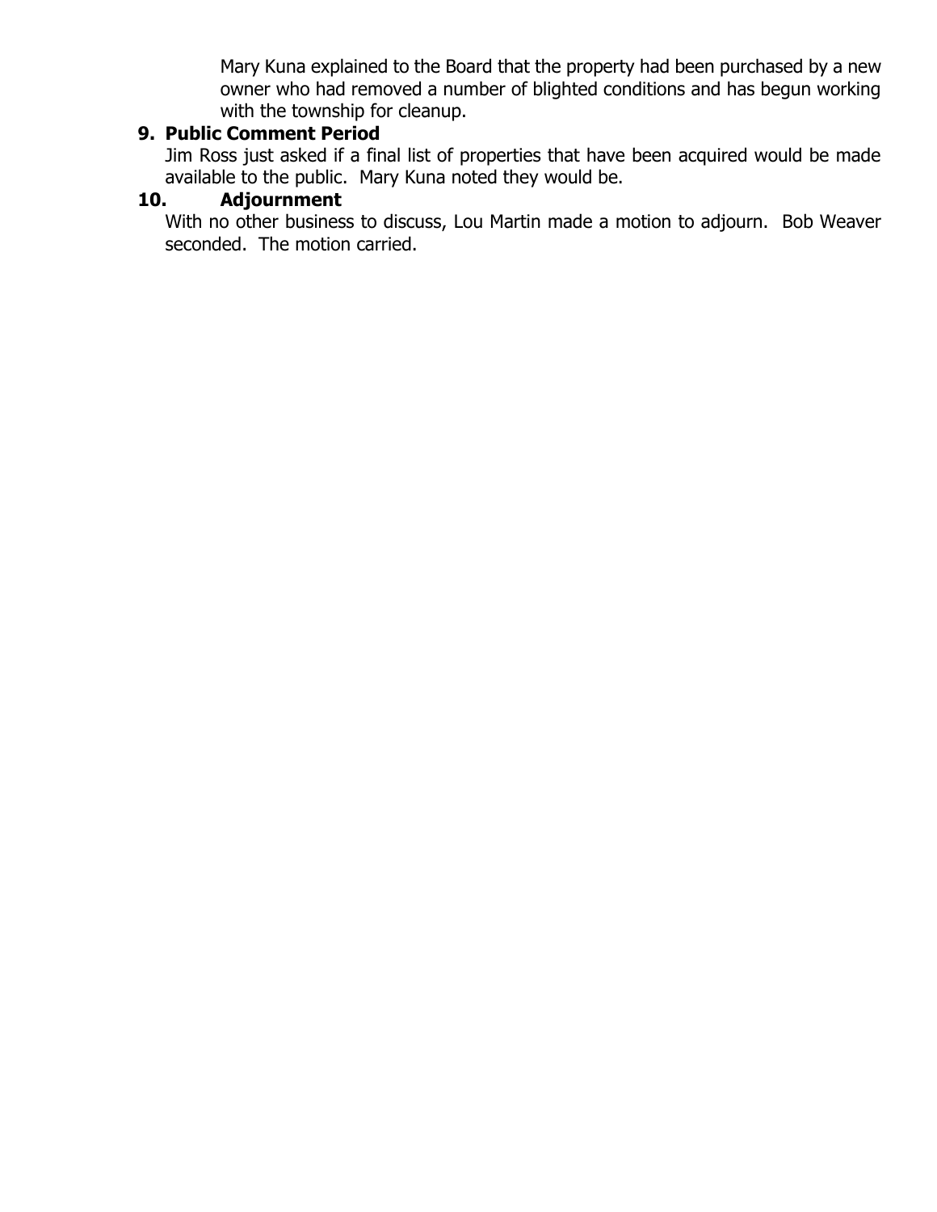Mary Kuna explained to the Board that the property had been purchased by a new owner who had removed a number of blighted conditions and has begun working with the township for cleanup.

**9. Public Comment Period**

Jim Ross just asked if a final list of properties that have been acquired would be made available to the public. Mary Kuna noted they would be.

**10. Adjournment**

With no other business to discuss, Lou Martin made a motion to adjourn. Bob Weaver seconded. The motion carried.